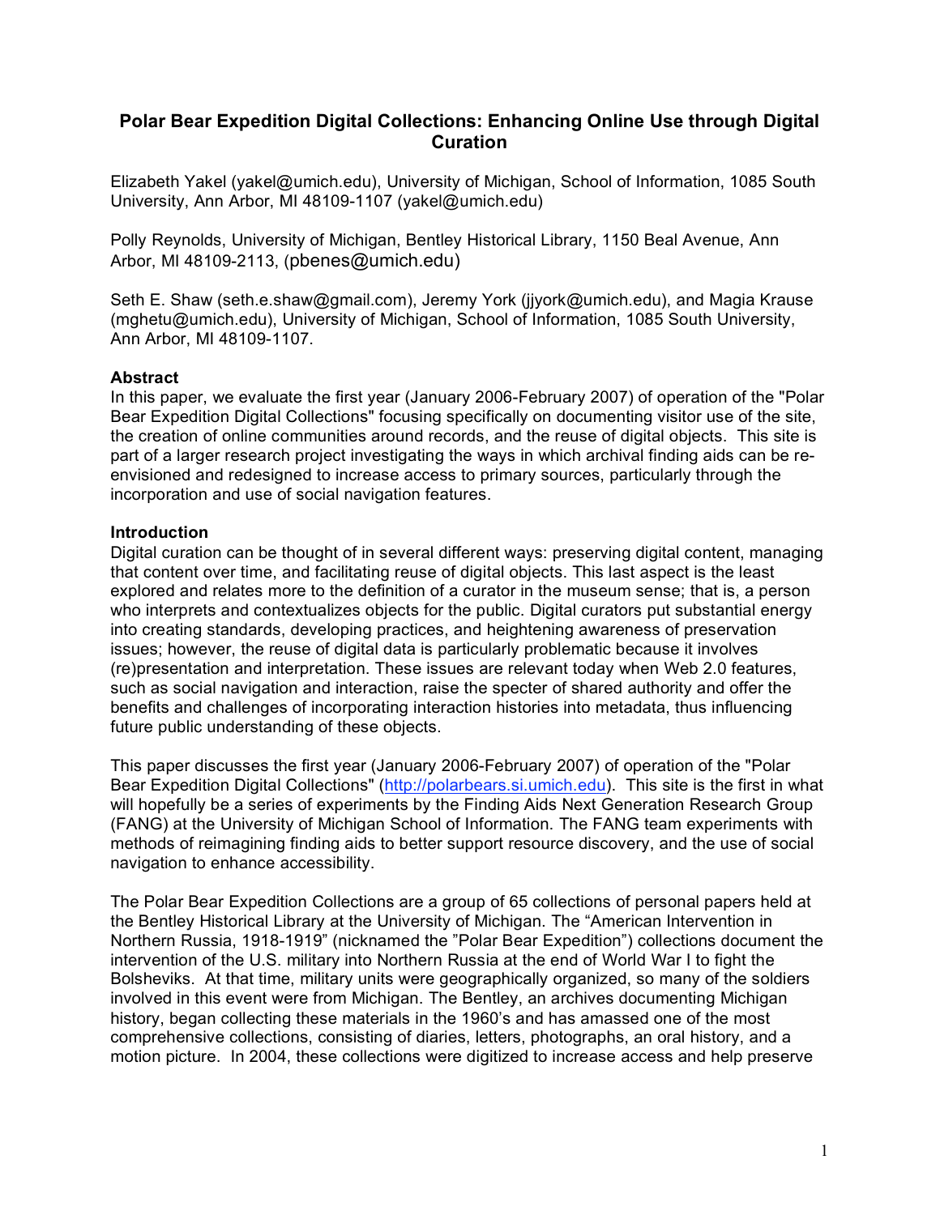# Polar Bear Expedition Digital Collections: Enhancing Online Use through Digital Curation

Elizabeth Yakel (yakel@umich.edu), University of Michigan, School of Information, 1085 South University, Ann Arbor, MI 48109-1107 (yakel@umich.edu)

Polly Reynolds, University of Michigan, Bentley Historical Library, 1150 Beal Avenue, Ann Arbor, MI 48109-2113, (pbenes@umich.edu)

Seth E. Shaw (seth.e.shaw@gmail.com), Jeremy York (jjyork@umich.edu), and Magia Krause (mghetu@umich.edu), University of Michigan, School of Information, 1085 South University, Ann Arbor, MI 48109-1107.

**Abstract**

In this paper, we evaluate the first year (January 2006-February 2007) of operation of the "Polar Bear Expedition Digital Collections" focusing specifically on documenting visitor use of the site, the creation of online communities around records, and the reuse of digital objects. This site is part of a larger research project investigating the ways in which archival finding aids can be re-envisioned and redesigned to increase access to primary sources, particularly through the incorporation and use of social navigation features.

**Introduction**

Digital curation can be thought of in several different ways: preserving digital content, managing that content over time, and facilitating reuse of digital objects. This last aspect is the least explored and relates more to the definition of a curator in the museum sense; that is, a person who interprets and contextualizes objects for the public. Digital curators put substantial energy into creating standards, developing practices, and heightening awareness of preservation issues; however, the reuse of digital data is particularly problematic because it involves (re)presentation and interpretation. These issues are relevant today when Web 2.0 features, such as social navigation and interaction, raise the specter of shared authority and offer the benefits and challenges of incorporating interaction histories into metadata, thus influencing future public understanding of these objects.

This paper discusses the first year (January 2006-February 2007) of operation of the "Polar Bear Expedition Digital Collections" (http://polarbears.si.umich.edu). This site is the first in what will hopefully be a series of experiments by the Finding Aids Next Generation Research Group (FANG) at the University of Michigan School of Information. The FANG team experiments with methods of reimagining finding aids to better support resource discovery, and the use of social navigation to enhance accessibility.

The Polar Bear Expedition Collections are a group of 65 collections of personal papers held at the Bentley Historical Library at the University of Michigan. The "American Intervention in Northern Russia, 1918-1919" (nicknamed the "Polar Bear Expedition") collections document the intervention of the U.S. military into Northern Russia at the end of World War I to fight the Bolsheviks. At that time, military units were geographically organized, so many of the soldiers involved in this event were from Michigan. The Bentley, an archives documenting Michigan history, began collecting these materials in the 1960's and has amassed one of the most comprehensive collections, consisting of diaries, letters, photographs, an oral history, and a motion picture. In 2004, these collections were digitized to increase access and help preserve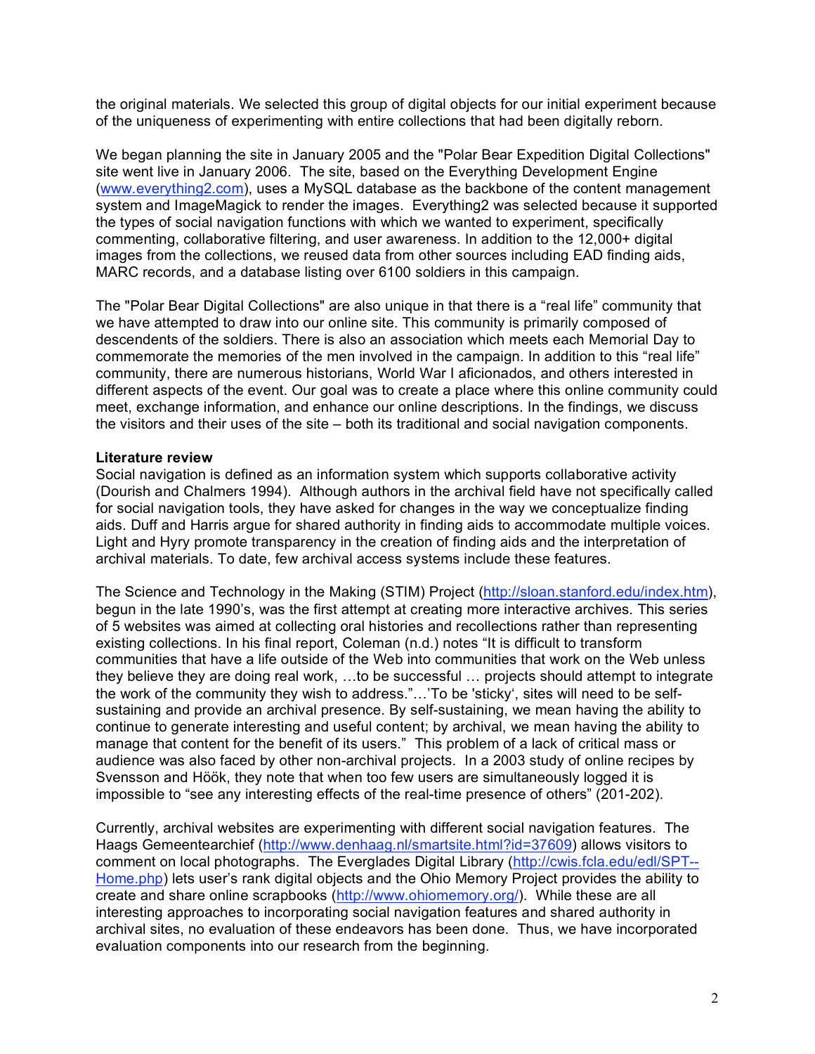the original materials. We selected this group of digital objects for our initial experiment because of the uniqueness of experimenting with entire collections that had been digitally reborn.

We began planning the site in January 2005 and the "Polar Bear Expedition Digital Collections" site went live in January 2006. The site, based on the Everything Development Engine (www.everything2.com), uses a MySQL database as the backbone of the content management system and ImageMagick to render the images. Everything2 was selected because it supported the types of social navigation functions with which we wanted to experiment, specifically commenting, collaborative filtering, and user awareness. In addition to the 12,000+ digital images from the collections, we reused data from other sources including EAD finding aids, MARC records, and a database listing over 6100 soldiers in this campaign.

The "Polar Bear Digital Collections" are also unique in that there is a “real life” community that we have attempted to draw into our online site. This community is primarily composed of descendents of the soldiers. There is also an association which meets each Memorial Day to commemorate the memories of the men involved in the campaign. In addition to this “real life” community, there are numerous historians, World War I aficionados, and others interested in different aspects of the event. Our goal was to create a place where this online community could meet, exchange information, and enhance our online descriptions. In the findings, we discuss the visitors and their uses of the site – both its traditional and social navigation components.

**Literature review**

Social navigation is defined as an information system which supports collaborative activity (Dourish and Chalmers 1994). Although authors in the archival field have not specifically called for social navigation tools, they have asked for changes in the way we conceptualize finding aids. Duff and Harris argue for shared authority in finding aids to accommodate multiple voices. Light and Hyry promote transparency in the creation of finding aids and the interpretation of archival materials. To date, few archival access systems include these features.

The Science and Technology in the Making (STIM) Project (http://sloan.stanford.edu/index.htm), begun in the late 1990’s, was the first attempt at creating more interactive archives. This series of 5 websites was aimed at collecting oral histories and recollections rather than representing existing collections. In his final report, Coleman (n.d.) notes “It is difficult to transform communities that have a life outside of the Web into communities that work on the Web unless they believe they are doing real work, …to be successful … projects should attempt to integrate the work of the community they wish to address.”…’To be 'sticky‘, sites will need to be self-sustaining and provide an archival presence. By self-sustaining, we mean having the ability to continue to generate interesting and useful content; by archival, we mean having the ability to manage that content for the benefit of its users.” This problem of a lack of critical mass or audience was also faced by other non-archival projects. In a 2003 study of online recipes by Svensson and Höök, they note that when too few users are simultaneously logged it is impossible to “see any interesting effects of the real-time presence of others” (201-202).

Currently, archival websites are experimenting with different social navigation features. The Haags Gemeentearchief (http://www.denhaag.nl/smartsite.html?id=37609) allows visitors to comment on local photographs. The Everglades Digital Library (http://cwis.fcla.edu/edl/SPT--Home.php) lets user’s rank digital objects and the Ohio Memory Project provides the ability to create and share online scrapbooks (http://www.ohiomemory.org/). While these are all interesting approaches to incorporating social navigation features and shared authority in archival sites, no evaluation of these endeavors has been done. Thus, we have incorporated evaluation components into our research from the beginning.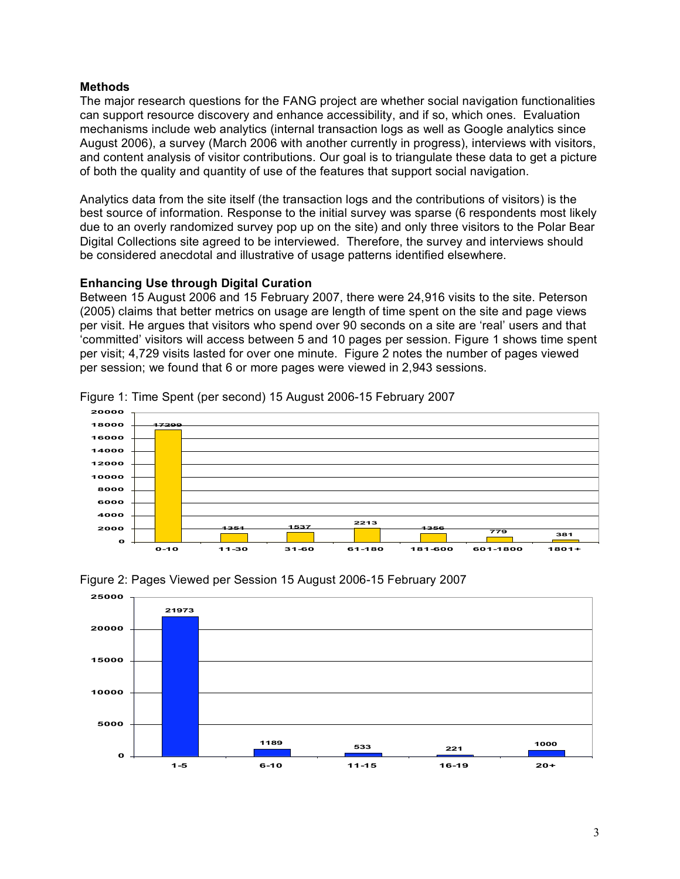### Methods

The major research questions for the FANG project are whether social navigation functionalities can support resource discovery and enhance accessibility, and if so, which ones. Evaluation mechanisms include web analytics (internal transaction logs as well as Google analytics since August 2006), a survey (March 2006 with another currently in progress), interviews with visitors, and content analysis of visitor contributions. Our goal is to triangulate these data to get a picture of both the quality and quantity of use of the features that support social navigation.

Analytics data from the site itself (the transaction logs and the contributions of visitors) is the best source of information. Response to the initial survey was sparse (6 respondents most likely due to an overly randomized survey pop up on the site) and only three visitors to the Polar Bear Digital Collections site agreed to be interviewed. Therefore, the survey and interviews should be considered anecdotal and illustrative of usage patterns identified elsewhere.

### Enhancing Use through Digital Curation

Between 15 August 2006 and 15 February 2007, there were 24,916 visits to the site. Peterson (2005) claims that better metrics on usage are length of time spent on the site and page views per visit. He argues that visitors who spend over 90 seconds on a site are 'real' users and that 'committed' visitors will access between 5 and 10 pages per session. Figure 1 shows time spent per visit; 4,729 visits lasted for over one minute. Figure 2 notes the number of pages viewed per session; we found that 6 or more pages were viewed in 2,943 sessions.

Figure 1: Time Spent (per second) 15 August 2006-15 February 2007

| Time (seconds) | Visits |
|---|---|
| 0-10 | 17299 |
| 11-30 | 1351 |
| 31-60 | 1537 |
| 61-180 | 2213 |
| 181-600 | 1356 |
| 601-1800 | 779 |
| 1801+ | 381 |

Figure 2: Pages Viewed per Session 15 August 2006-15 February 2007

| Pages | Sessions |
|---|---|
| 1-5 | 21973 |
| 6-10 | 1189 |
| 11-15 | 533 |
| 16-19 | 221 |
| 20+ | 1000 |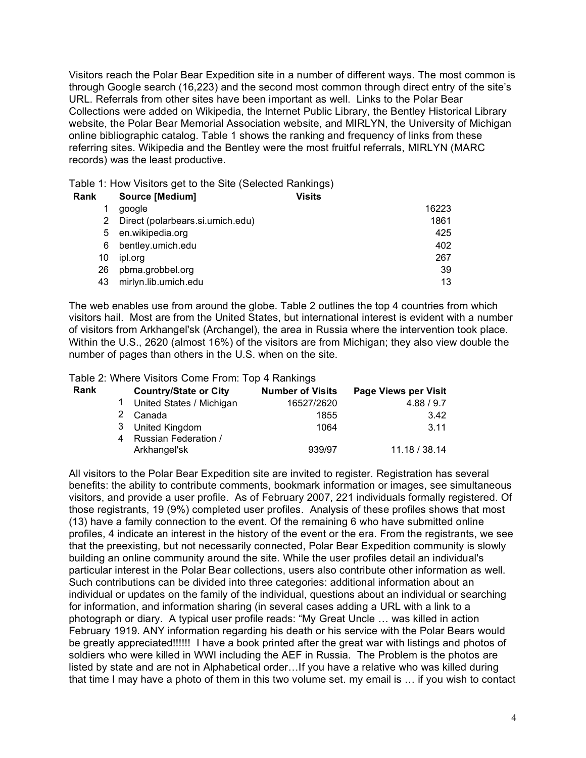Visitors reach the Polar Bear Expedition site in a number of different ways. The most common is through Google search (16,223) and the second most common through direct entry of the site's URL. Referrals from other sites have been important as well. Links to the Polar Bear Collections were added on Wikipedia, the Internet Public Library, the Bentley Historical Library website, the Polar Bear Memorial Association website, and MIRLYN, the University of Michigan online bibliographic catalog. Table 1 shows the ranking and frequency of links from these referring sites. Wikipedia and the Bentley were the most fruitful referrals, MIRLYN (MARC records) was the least productive.

Table 1: How Visitors get to the Site (Selected Rankings)

| Rank | Source [Medium] | Visits |
|---|---|---|
| 1 | google | 16223 |
| 2 | Direct (polarbears.si.umich.edu) | 1861 |
| 5 | en.wikipedia.org | 425 |
| 6 | bentley.umich.edu | 402 |
| 10 | ipl.org | 267 |
| 26 | pbma.grobbel.org | 39 |
| 43 | mirlyn.lib.umich.edu | 13 |

The web enables use from around the globe. Table 2 outlines the top 4 countries from which visitors hail. Most are from the United States, but international interest is evident with a number of visitors from Arkhangel'sk (Archangel), the area in Russia where the intervention took place. Within the U.S., 2620 (almost 16%) of the visitors are from Michigan; they also view double the number of pages than others in the U.S. when on the site.

Table 2: Where Visitors Come From: Top 4 Rankings

| Rank | Country/State or City | Number of Visits | Page Views per Visit |
|---|---|---|---|
| 1 | United States / Michigan | 16527/2620 | 4.88 / 9.7 |
| 2 | Canada | 1855 | 3.42 |
| 3 | United Kingdom | 1064 | 3.11 |
| 4 | Russian Federation / Arkhangel'sk | 939/97 | 11.18 / 38.14 |

All visitors to the Polar Bear Expedition site are invited to register. Registration has several benefits: the ability to contribute comments, bookmark information or images, see simultaneous visitors, and provide a user profile. As of February 2007, 221 individuals formally registered. Of those registrants, 19 (9%) completed user profiles. Analysis of these profiles shows that most (13) have a family connection to the event. Of the remaining 6 who have submitted online profiles, 4 indicate an interest in the history of the event or the era. From the registrants, we see that the preexisting, but not necessarily connected, Polar Bear Expedition community is slowly building an online community around the site. While the user profiles detail an individual's particular interest in the Polar Bear collections, users also contribute other information as well. Such contributions can be divided into three categories: additional information about an individual or updates on the family of the individual, questions about an individual or searching for information, and information sharing (in several cases adding a URL with a link to a photograph or diary. A typical user profile reads: "My Great Uncle … was killed in action February 1919. ANY information regarding his death or his service with the Polar Bears would be greatly appreciated!!!!!! I have a book printed after the great war with listings and photos of soldiers who were killed in WWI including the AEF in Russia. The Problem is the photos are listed by state and are not in Alphabetical order…If you have a relative who was killed during that time I may have a photo of them in this two volume set. my email is … if you wish to contact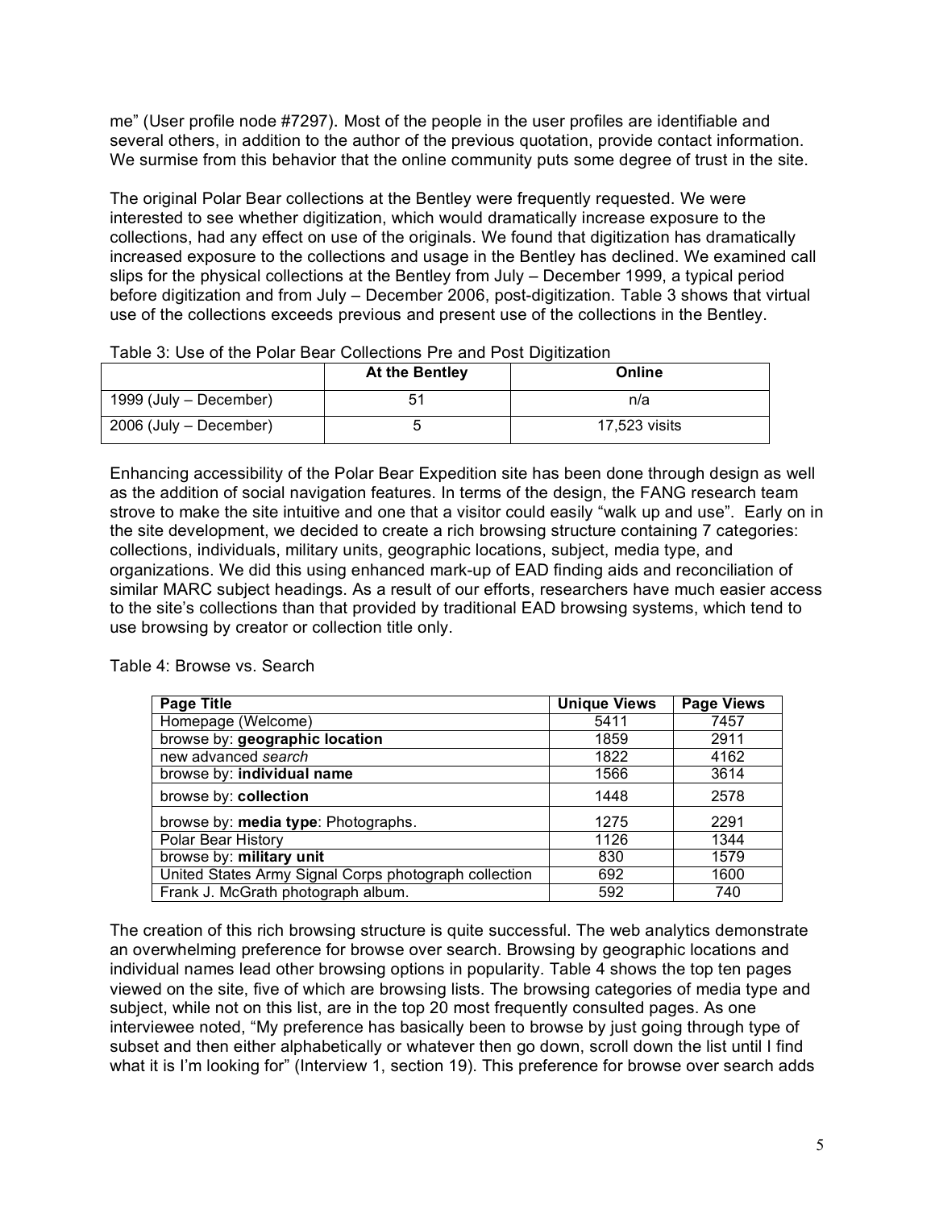me" (User profile node #7297). Most of the people in the user profiles are identifiable and several others, in addition to the author of the previous quotation, provide contact information. We surmise from this behavior that the online community puts some degree of trust in the site.

The original Polar Bear collections at the Bentley were frequently requested. We were interested to see whether digitization, which would dramatically increase exposure to the collections, had any effect on use of the originals. We found that digitization has dramatically increased exposure to the collections and usage in the Bentley has declined. We examined call slips for the physical collections at the Bentley from July – December 1999, a typical period before digitization and from July – December 2006, post-digitization. Table 3 shows that virtual use of the collections exceeds previous and present use of the collections in the Bentley.

Table 3: Use of the Polar Bear Collections Pre and Post Digitization

| | **At the Bentley** | **Online** |
|---|---|---|
| 1999 (July – December) | 51 | n/a |
| 2006 (July – December) | 5 | 17,523 visits |

Enhancing accessibility of the Polar Bear Expedition site has been done through design as well as the addition of social navigation features. In terms of the design, the FANG research team strove to make the site intuitive and one that a visitor could easily "walk up and use". Early on in the site development, we decided to create a rich browsing structure containing 7 categories: collections, individuals, military units, geographic locations, subject, media type, and organizations. We did this using enhanced mark-up of EAD finding aids and reconciliation of similar MARC subject headings. As a result of our efforts, researchers have much easier access to the site's collections than that provided by traditional EAD browsing systems, which tend to use browsing by creator or collection title only.

Table 4: Browse vs. Search

| **Page Title** | **Unique Views** | **Page Views** |
|---|---|---|
| Homepage (Welcome) | 5411 | 7457 |
| browse by: **geographic location** | 1859 | 2911 |
| new advanced *search* | 1822 | 4162 |
| browse by: **individual name** | 1566 | 3614 |
| browse by: **collection** | 1448 | 2578 |
| browse by: **media type**: Photographs. | 1275 | 2291 |
| Polar Bear History | 1126 | 1344 |
| browse by: **military unit** | 830 | 1579 |
| United States Army Signal Corps photograph collection | 692 | 1600 |
| Frank J. McGrath photograph album. | 592 | 740 |

The creation of this rich browsing structure is quite successful. The web analytics demonstrate an overwhelming preference for browse over search. Browsing by geographic locations and individual names lead other browsing options in popularity. Table 4 shows the top ten pages viewed on the site, five of which are browsing lists. The browsing categories of media type and subject, while not on this list, are in the top 20 most frequently consulted pages. As one interviewee noted, "My preference has basically been to browse by just going through type of subset and then either alphabetically or whatever then go down, scroll down the list until I find what it is I'm looking for" (Interview 1, section 19). This preference for browse over search adds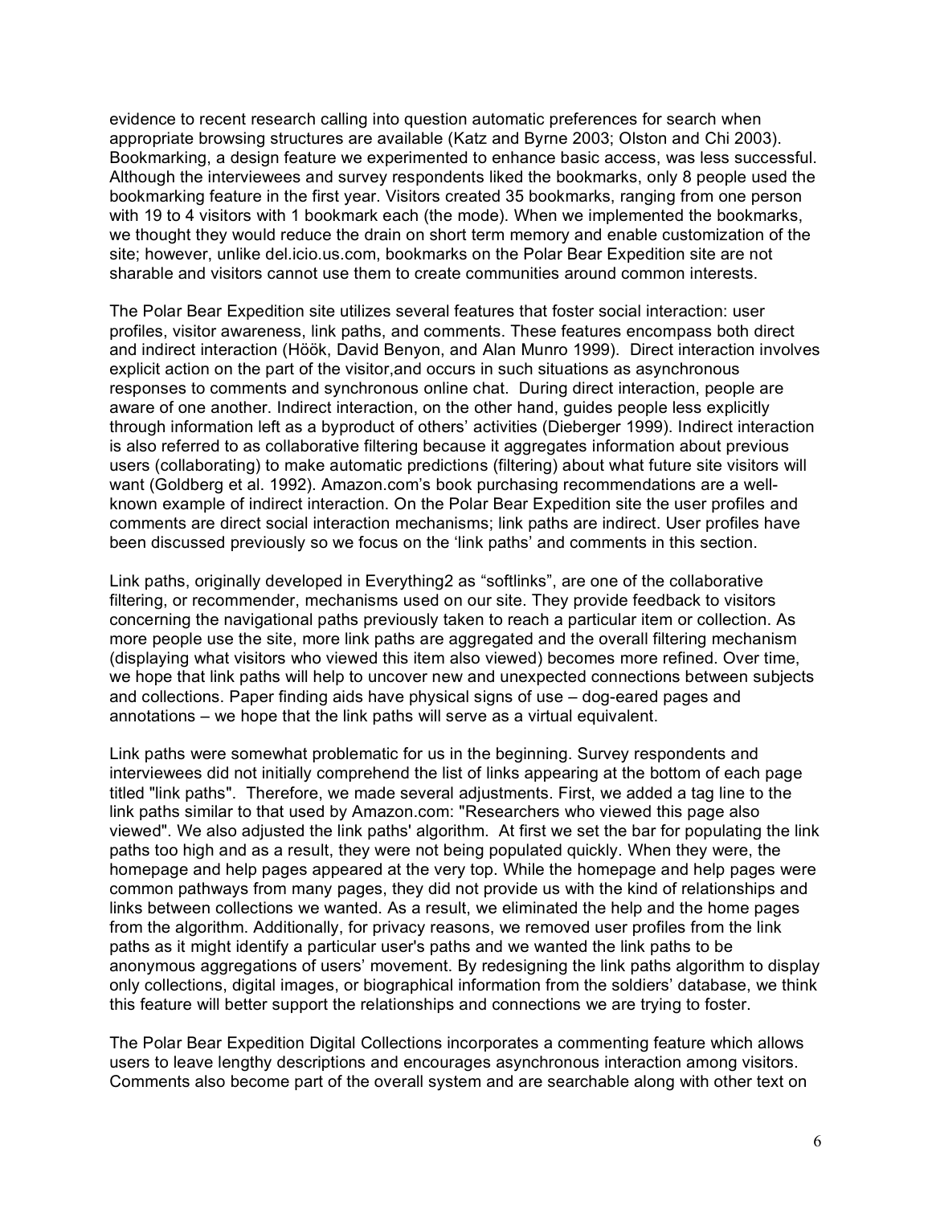evidence to recent research calling into question automatic preferences for search when appropriate browsing structures are available (Katz and Byrne 2003; Olston and Chi 2003). Bookmarking, a design feature we experimented to enhance basic access, was less successful. Although the interviewees and survey respondents liked the bookmarks, only 8 people used the bookmarking feature in the first year. Visitors created 35 bookmarks, ranging from one person with 19 to 4 visitors with 1 bookmark each (the mode). When we implemented the bookmarks, we thought they would reduce the drain on short term memory and enable customization of the site; however, unlike del.icio.us.com, bookmarks on the Polar Bear Expedition site are not sharable and visitors cannot use them to create communities around common interests.

The Polar Bear Expedition site utilizes several features that foster social interaction: user profiles, visitor awareness, link paths, and comments. These features encompass both direct and indirect interaction (Höök, David Benyon, and Alan Munro 1999). Direct interaction involves explicit action on the part of the visitor,and occurs in such situations as asynchronous responses to comments and synchronous online chat. During direct interaction, people are aware of one another. Indirect interaction, on the other hand, guides people less explicitly through information left as a byproduct of others' activities (Dieberger 1999). Indirect interaction is also referred to as collaborative filtering because it aggregates information about previous users (collaborating) to make automatic predictions (filtering) about what future site visitors will want (Goldberg et al. 1992). Amazon.com's book purchasing recommendations are a well-known example of indirect interaction. On the Polar Bear Expedition site the user profiles and comments are direct social interaction mechanisms; link paths are indirect. User profiles have been discussed previously so we focus on the 'link paths' and comments in this section.

Link paths, originally developed in Everything2 as "softlinks", are one of the collaborative filtering, or recommender, mechanisms used on our site. They provide feedback to visitors concerning the navigational paths previously taken to reach a particular item or collection. As more people use the site, more link paths are aggregated and the overall filtering mechanism (displaying what visitors who viewed this item also viewed) becomes more refined. Over time, we hope that link paths will help to uncover new and unexpected connections between subjects and collections. Paper finding aids have physical signs of use – dog-eared pages and annotations – we hope that the link paths will serve as a virtual equivalent.

Link paths were somewhat problematic for us in the beginning. Survey respondents and interviewees did not initially comprehend the list of links appearing at the bottom of each page titled "link paths". Therefore, we made several adjustments. First, we added a tag line to the link paths similar to that used by Amazon.com: "Researchers who viewed this page also viewed". We also adjusted the link paths' algorithm. At first we set the bar for populating the link paths too high and as a result, they were not being populated quickly. When they were, the homepage and help pages appeared at the very top. While the homepage and help pages were common pathways from many pages, they did not provide us with the kind of relationships and links between collections we wanted. As a result, we eliminated the help and the home pages from the algorithm. Additionally, for privacy reasons, we removed user profiles from the link paths as it might identify a particular user's paths and we wanted the link paths to be anonymous aggregations of users' movement. By redesigning the link paths algorithm to display only collections, digital images, or biographical information from the soldiers' database, we think this feature will better support the relationships and connections we are trying to foster.

The Polar Bear Expedition Digital Collections incorporates a commenting feature which allows users to leave lengthy descriptions and encourages asynchronous interaction among visitors. Comments also become part of the overall system and are searchable along with other text on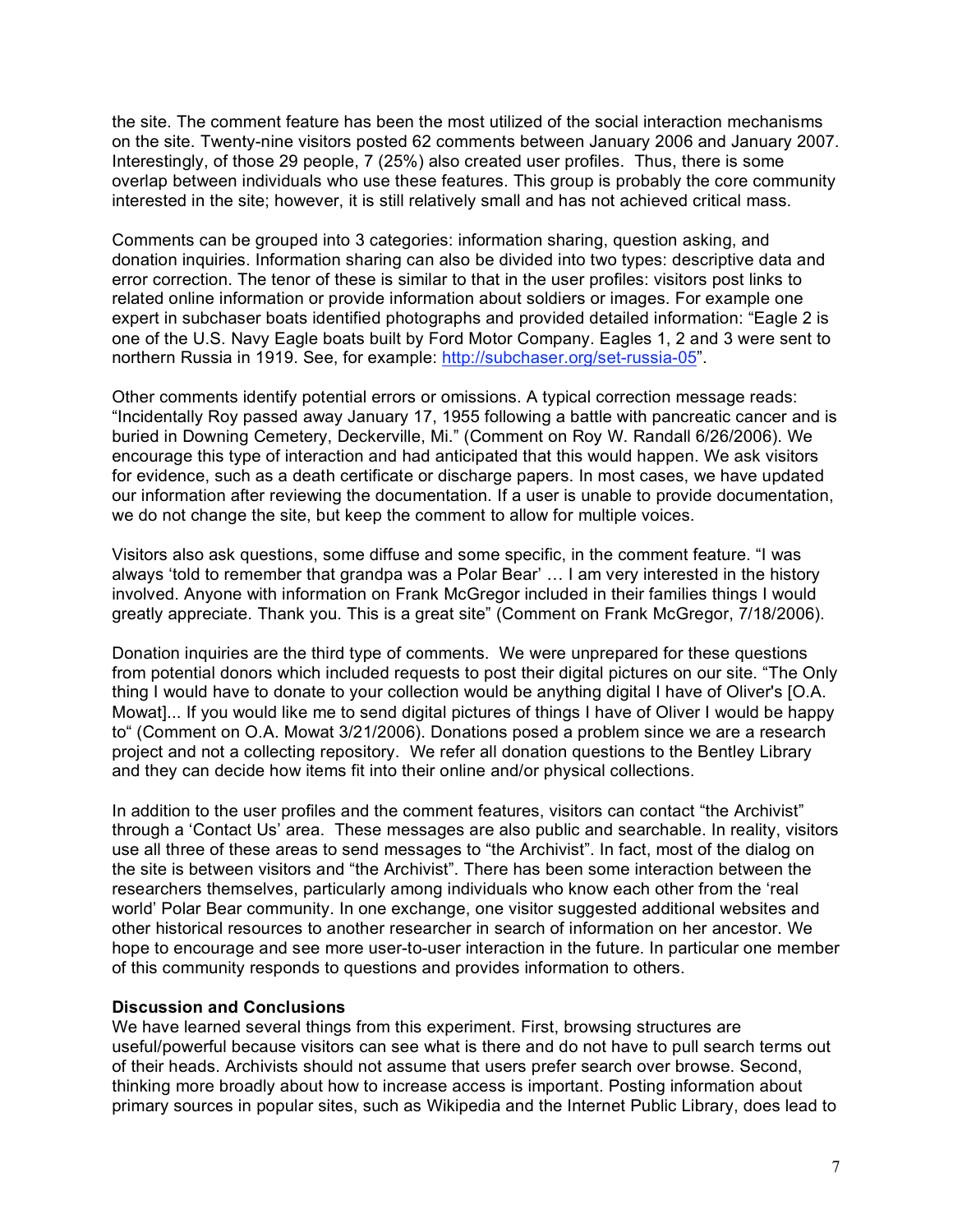the site. The comment feature has been the most utilized of the social interaction mechanisms on the site. Twenty-nine visitors posted 62 comments between January 2006 and January 2007. Interestingly, of those 29 people, 7 (25%) also created user profiles. Thus, there is some overlap between individuals who use these features. This group is probably the core community interested in the site; however, it is still relatively small and has not achieved critical mass.

Comments can be grouped into 3 categories: information sharing, question asking, and donation inquiries. Information sharing can also be divided into two types: descriptive data and error correction. The tenor of these is similar to that in the user profiles: visitors post links to related online information or provide information about soldiers or images. For example one expert in subchaser boats identified photographs and provided detailed information: "Eagle 2 is one of the U.S. Navy Eagle boats built by Ford Motor Company. Eagles 1, 2 and 3 were sent to northern Russia in 1919. See, for example: http://subchaser.org/set-russia-05".

Other comments identify potential errors or omissions. A typical correction message reads: "Incidentally Roy passed away January 17, 1955 following a battle with pancreatic cancer and is buried in Downing Cemetery, Deckerville, Mi." (Comment on Roy W. Randall 6/26/2006). We encourage this type of interaction and had anticipated that this would happen. We ask visitors for evidence, such as a death certificate or discharge papers. In most cases, we have updated our information after reviewing the documentation. If a user is unable to provide documentation, we do not change the site, but keep the comment to allow for multiple voices.

Visitors also ask questions, some diffuse and some specific, in the comment feature. "I was always 'told to remember that grandpa was a Polar Bear' … I am very interested in the history involved. Anyone with information on Frank McGregor included in their families things I would greatly appreciate. Thank you. This is a great site" (Comment on Frank McGregor, 7/18/2006).

Donation inquiries are the third type of comments. We were unprepared for these questions from potential donors which included requests to post their digital pictures on our site. "The Only thing I would have to donate to your collection would be anything digital I have of Oliver's [O.A. Mowat]... If you would like me to send digital pictures of things I have of Oliver I would be happy to" (Comment on O.A. Mowat 3/21/2006). Donations posed a problem since we are a research project and not a collecting repository. We refer all donation questions to the Bentley Library and they can decide how items fit into their online and/or physical collections.

In addition to the user profiles and the comment features, visitors can contact "the Archivist" through a 'Contact Us' area. These messages are also public and searchable. In reality, visitors use all three of these areas to send messages to "the Archivist". In fact, most of the dialog on the site is between visitors and "the Archivist". There has been some interaction between the researchers themselves, particularly among individuals who know each other from the 'real world' Polar Bear community. In one exchange, one visitor suggested additional websites and other historical resources to another researcher in search of information on her ancestor. We hope to encourage and see more user-to-user interaction in the future. In particular one member of this community responds to questions and provides information to others.

**Discussion and Conclusions**

We have learned several things from this experiment. First, browsing structures are useful/powerful because visitors can see what is there and do not have to pull search terms out of their heads. Archivists should not assume that users prefer search over browse. Second, thinking more broadly about how to increase access is important. Posting information about primary sources in popular sites, such as Wikipedia and the Internet Public Library, does lead to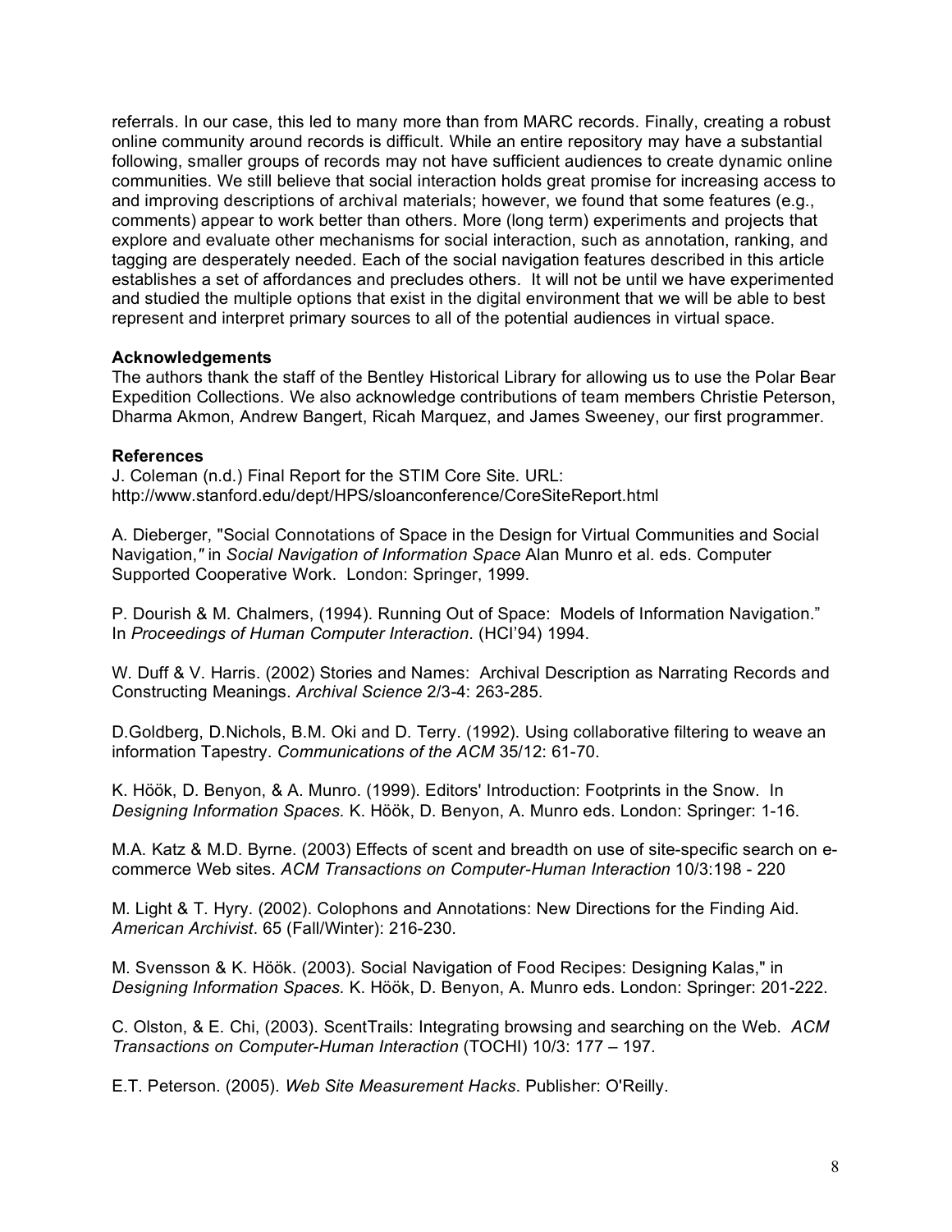referrals. In our case, this led to many more than from MARC records. Finally, creating a robust online community around records is difficult. While an entire repository may have a substantial following, smaller groups of records may not have sufficient audiences to create dynamic online communities. We still believe that social interaction holds great promise for increasing access to and improving descriptions of archival materials; however, we found that some features (e.g., comments) appear to work better than others. More (long term) experiments and projects that explore and evaluate other mechanisms for social interaction, such as annotation, ranking, and tagging are desperately needed. Each of the social navigation features described in this article establishes a set of affordances and precludes others. It will not be until we have experimented and studied the multiple options that exist in the digital environment that we will be able to best represent and interpret primary sources to all of the potential audiences in virtual space.

**Acknowledgements**

The authors thank the staff of the Bentley Historical Library for allowing us to use the Polar Bear Expedition Collections. We also acknowledge contributions of team members Christie Peterson, Dharma Akmon, Andrew Bangert, Ricah Marquez, and James Sweeney, our first programmer.

**References**

J. Coleman (n.d.) Final Report for the STIM Core Site. URL: http://www.stanford.edu/dept/HPS/sloanconference/CoreSiteReport.html

A. Dieberger, "Social Connotations of Space in the Design for Virtual Communities and Social Navigation," in *Social Navigation of Information Space* Alan Munro et al. eds. Computer Supported Cooperative Work. London: Springer, 1999.

P. Dourish & M. Chalmers, (1994). Running Out of Space: Models of Information Navigation." In *Proceedings of Human Computer Interaction*. (HCI'94) 1994.

W. Duff & V. Harris. (2002) Stories and Names: Archival Description as Narrating Records and Constructing Meanings. *Archival Science* 2/3-4: 263-285.

D.Goldberg, D.Nichols, B.M. Oki and D. Terry. (1992). Using collaborative filtering to weave an information Tapestry. *Communications of the ACM* 35/12: 61-70.

K. Höök, D. Benyon, & A. Munro. (1999). Editors' Introduction: Footprints in the Snow. In *Designing Information Spaces.* K. Höök, D. Benyon, A. Munro eds. London: Springer: 1-16.

M.A. Katz & M.D. Byrne. (2003) Effects of scent and breadth on use of site-specific search on e-commerce Web sites. *ACM Transactions on Computer-Human Interaction* 10/3:198 - 220

M. Light & T. Hyry. (2002). Colophons and Annotations: New Directions for the Finding Aid. *American Archivist*. 65 (Fall/Winter): 216-230.

M. Svensson & K. Höök. (2003). Social Navigation of Food Recipes: Designing Kalas," in *Designing Information Spaces.* K. Höök, D. Benyon, A. Munro eds. London: Springer: 201-222.

C. Olston, & E. Chi, (2003). ScentTrails: Integrating browsing and searching on the Web. *ACM Transactions on Computer-Human Interaction* (TOCHI) 10/3: 177 – 197.

E.T. Peterson. (2005). *Web Site Measurement Hacks*. Publisher: O'Reilly.